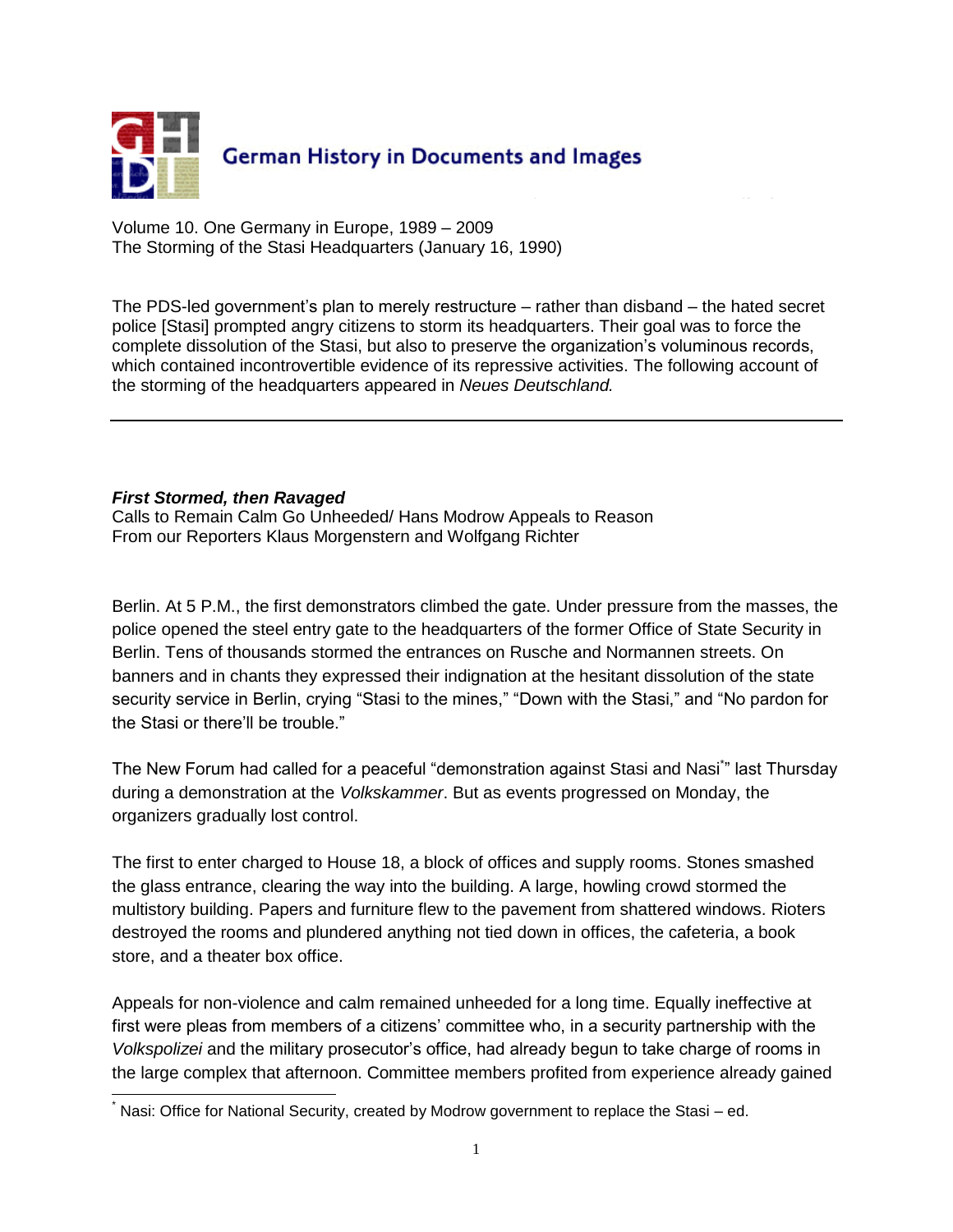German History in Documents and Images

Volume 10. One Germany in Europe, 1989 – 2009
The Storming of the Stasi Headquarters (January 16, 1990)

The PDS-led government's plan to merely restructure – rather than disband – the hated secret police [Stasi] prompted angry citizens to storm its headquarters. Their goal was to force the complete dissolution of the Stasi, but also to preserve the organization's voluminous records, which contained incontrovertible evidence of its repressive activities. The following account of the storming of the headquarters appeared in *Neues Deutschland.*

---

***First Stormed, then Ravaged***
Calls to Remain Calm Go Unheeded/ Hans Modrow Appeals to Reason
From our Reporters Klaus Morgenstern and Wolfgang Richter

Berlin. At 5 P.M., the first demonstrators climbed the gate. Under pressure from the masses, the police opened the steel entry gate to the headquarters of the former Office of State Security in Berlin. Tens of thousands stormed the entrances on Rusche and Normannen streets. On banners and in chants they expressed their indignation at the hesitant dissolution of the state security service in Berlin, crying "Stasi to the mines," "Down with the Stasi," and "No pardon for the Stasi or there'll be trouble."

The New Forum had called for a peaceful "demonstration against Stasi and Nasi*" last Thursday during a demonstration at the *Volkskammer*. But as events progressed on Monday, the organizers gradually lost control.

The first to enter charged to House 18, a block of offices and supply rooms. Stones smashed the glass entrance, clearing the way into the building. A large, howling crowd stormed the multistory building. Papers and furniture flew to the pavement from shattered windows. Rioters destroyed the rooms and plundered anything not tied down in offices, the cafeteria, a book store, and a theater box office.

Appeals for non-violence and calm remained unheeded for a long time. Equally ineffective at first were pleas from members of a citizens' committee who, in a security partnership with the *Volkspolizei* and the military prosecutor's office, had already begun to take charge of rooms in the large complex that afternoon. Committee members profited from experience already gained

---

* Nasi: Office for National Security, created by Modrow government to replace the Stasi – ed.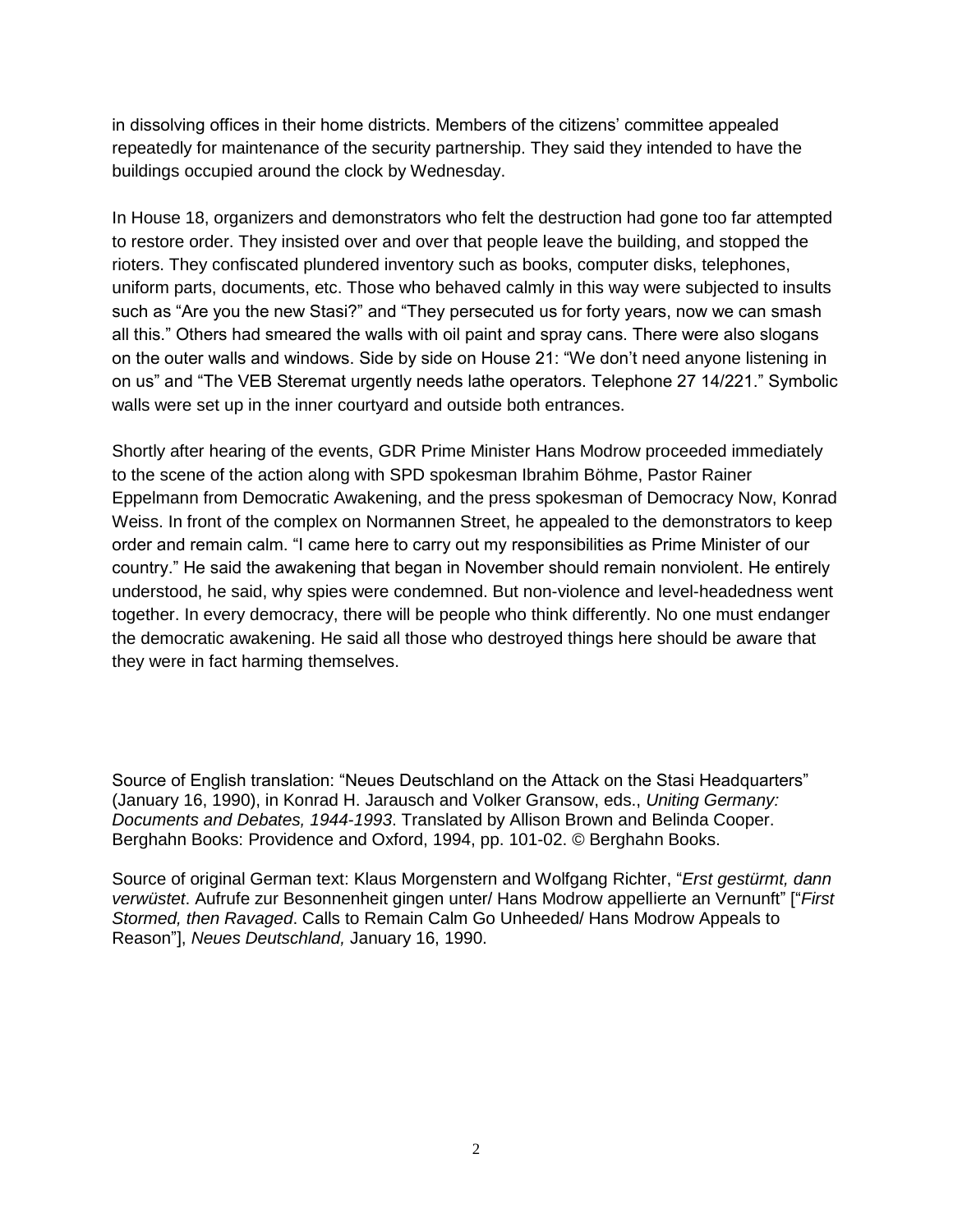in dissolving offices in their home districts. Members of the citizens' committee appealed repeatedly for maintenance of the security partnership. They said they intended to have the buildings occupied around the clock by Wednesday.

In House 18, organizers and demonstrators who felt the destruction had gone too far attempted to restore order. They insisted over and over that people leave the building, and stopped the rioters. They confiscated plundered inventory such as books, computer disks, telephones, uniform parts, documents, etc. Those who behaved calmly in this way were subjected to insults such as "Are you the new Stasi?" and "They persecuted us for forty years, now we can smash all this." Others had smeared the walls with oil paint and spray cans. There were also slogans on the outer walls and windows. Side by side on House 21: "We don't need anyone listening in on us" and "The VEB Steremat urgently needs lathe operators. Telephone 27 14/221." Symbolic walls were set up in the inner courtyard and outside both entrances.

Shortly after hearing of the events, GDR Prime Minister Hans Modrow proceeded immediately to the scene of the action along with SPD spokesman Ibrahim Böhme, Pastor Rainer Eppelmann from Democratic Awakening, and the press spokesman of Democracy Now, Konrad Weiss. In front of the complex on Normannen Street, he appealed to the demonstrators to keep order and remain calm. "I came here to carry out my responsibilities as Prime Minister of our country." He said the awakening that began in November should remain nonviolent. He entirely understood, he said, why spies were condemned. But non-violence and level-headedness went together. In every democracy, there will be people who think differently. No one must endanger the democratic awakening. He said all those who destroyed things here should be aware that they were in fact harming themselves.

Source of English translation: "Neues Deutschland on the Attack on the Stasi Headquarters" (January 16, 1990), in Konrad H. Jarausch and Volker Gransow, eds., *Uniting Germany: Documents and Debates, 1944-1993*. Translated by Allison Brown and Belinda Cooper. Berghahn Books: Providence and Oxford, 1994, pp. 101-02. © Berghahn Books.

Source of original German text: Klaus Morgenstern and Wolfgang Richter, "*Erst gestürmt, dann verwüstet*. Aufrufe zur Besonnenheit gingen unter/ Hans Modrow appellierte an Vernunft" ["*First Stormed, then Ravaged*. Calls to Remain Calm Go Unheeded/ Hans Modrow Appeals to Reason"], *Neues Deutschland,* January 16, 1990.